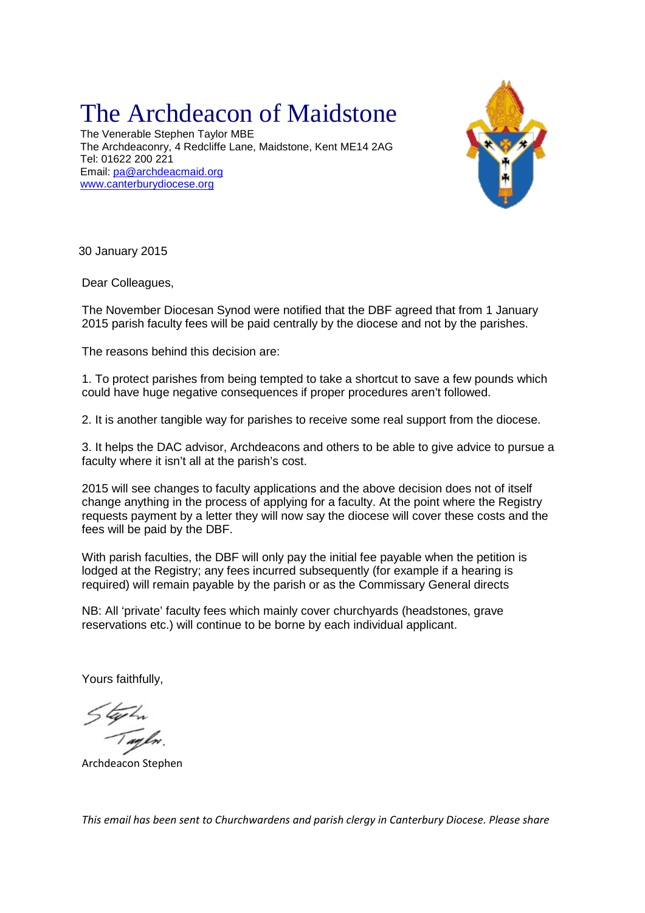# The Archdeacon of Maidstone

The Venerable Stephen Taylor MBE
The Archdeaconry, 4 Redcliffe Lane, Maidstone, Kent ME14 2AG
Tel: 01622 200 221
Email: pa@archdeacmaid.org
www.canterburydiocese.org

30 January 2015

Dear Colleagues,

The November Diocesan Synod were notified that the DBF agreed that from 1 January 2015 parish faculty fees will be paid centrally by the diocese and not by the parishes.

The reasons behind this decision are:

1. To protect parishes from being tempted to take a shortcut to save a few pounds which could have huge negative consequences if proper procedures aren't followed.

2. It is another tangible way for parishes to receive some real support from the diocese.

3. It helps the DAC advisor, Archdeacons and others to be able to give advice to pursue a faculty where it isn't all at the parish's cost.

2015 will see changes to faculty applications and the above decision does not of itself change anything in the process of applying for a faculty. At the point where the Registry requests payment by a letter they will now say the diocese will cover these costs and the fees will be paid by the DBF.

With parish faculties, the DBF will only pay the initial fee payable when the petition is lodged at the Registry; any fees incurred subsequently (for example if a hearing is required) will remain payable by the parish or as the Commissary General directs

NB: All 'private' faculty fees which mainly cover churchyards (headstones, grave reservations etc.) will continue to be borne by each individual applicant.

Yours faithfully,

Archdeacon Stephen

*This email has been sent to Churchwardens and parish clergy in Canterbury Diocese. Please share*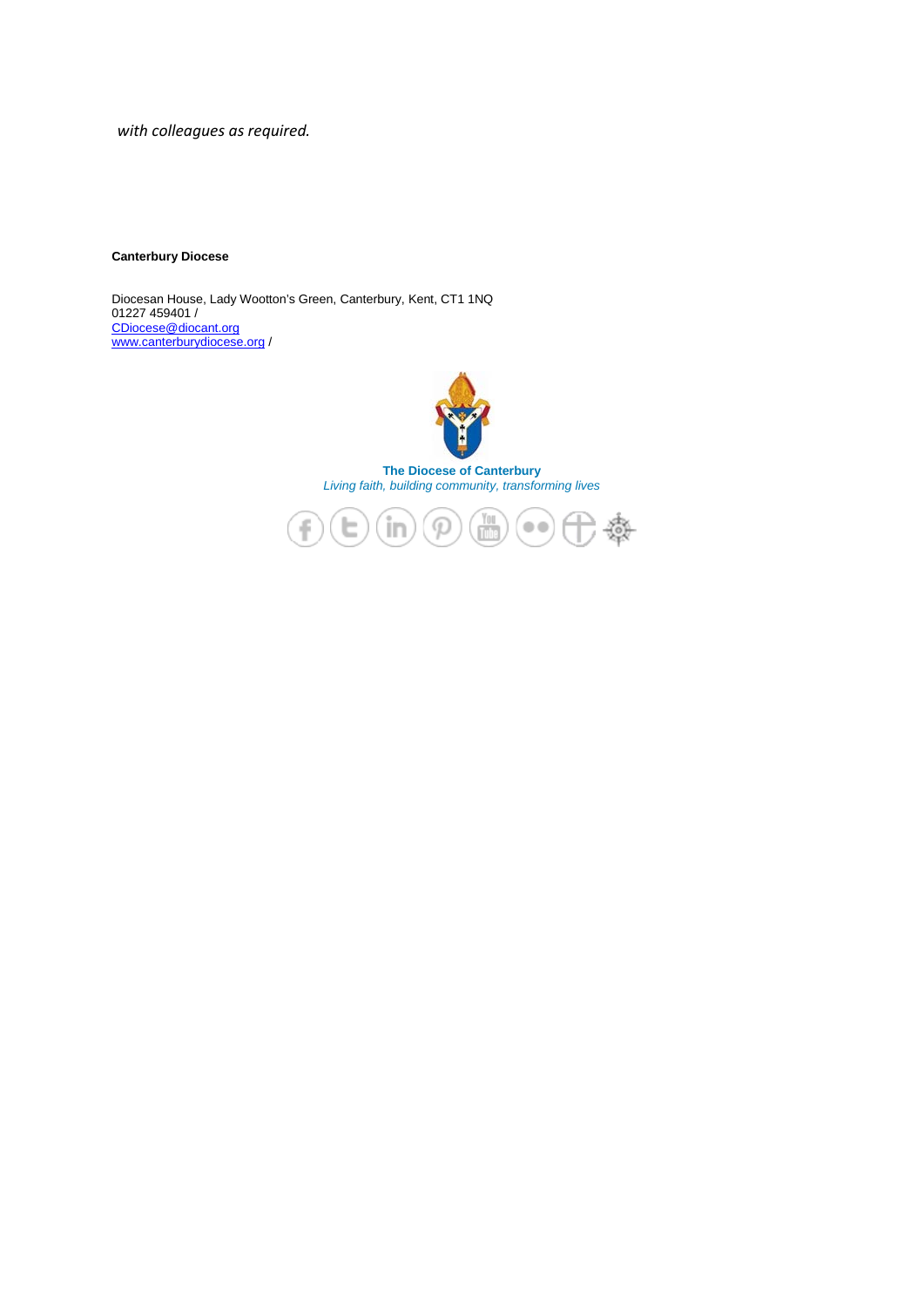*with colleagues as required.*

**Canterbury Diocese**

Diocesan House, Lady Wootton's Green, Canterbury, Kent, CT1 1NQ
01227 459401 /
CDiocese@diocant.org
www.canterburydiocese.org /

**The Diocese of Canterbury**
*Living faith, building community, transforming lives*